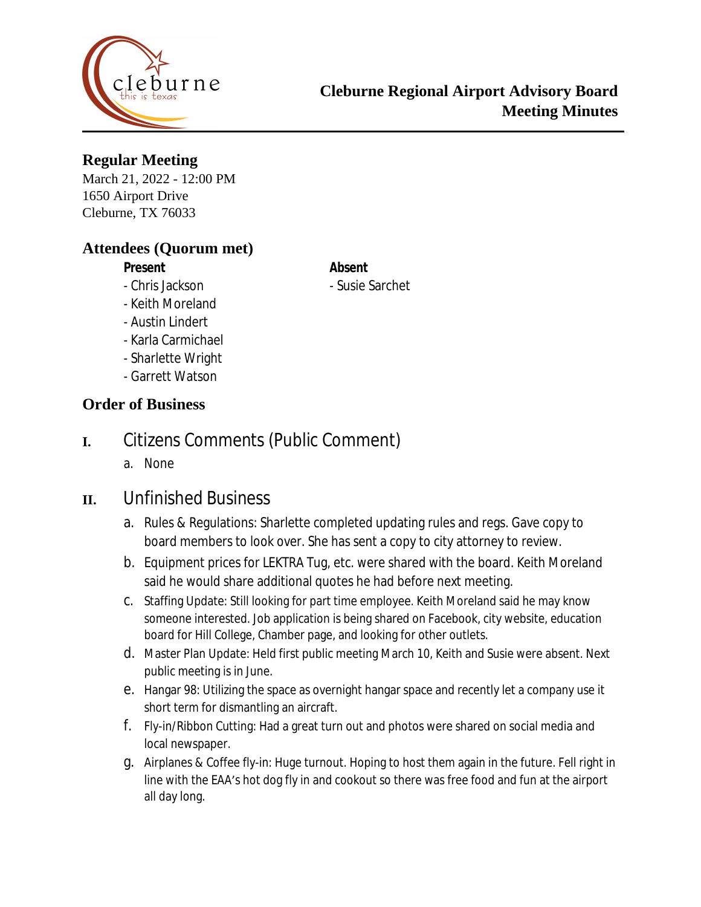# Cleburne Regional Airport Advisory Board Meeting Minutes

## Regular Meeting

March 21, 2022 - 12:00 PM
1650 Airport Drive
Cleburne, TX 76033

## Attendees (Quorum met)

**Present**

- Chris Jackson
- Keith Moreland
- Austin Lindert
- Karla Carmichael
- Sharlette Wright
- Garrett Watson

**Absent**

- Susie Sarchet

## Order of Business

### I. Citizens Comments (Public Comment)

a. None

### II. Unfinished Business

a. Rules & Regulations: Sharlette completed updating rules and regs. Gave copy to board members to look over. She has sent a copy to city attorney to review.

b. Equipment prices for LEKTRA Tug, etc. were shared with the board. Keith Moreland said he would share additional quotes he had before next meeting.

c. Staffing Update: Still looking for part time employee. Keith Moreland said he may know someone interested. Job application is being shared on Facebook, city website, education board for Hill College, Chamber page, and looking for other outlets.

d. Master Plan Update: Held first public meeting March 10, Keith and Susie were absent. Next public meeting is in June.

e. Hangar 98: Utilizing the space as overnight hangar space and recently let a company use it short term for dismantling an aircraft.

f. Fly-in/Ribbon Cutting: Had a great turn out and photos were shared on social media and local newspaper.

g. Airplanes & Coffee fly-in: Huge turnout. Hoping to host them again in the future. Fell right in line with the EAA's hot dog fly in and cookout so there was free food and fun at the airport all day long.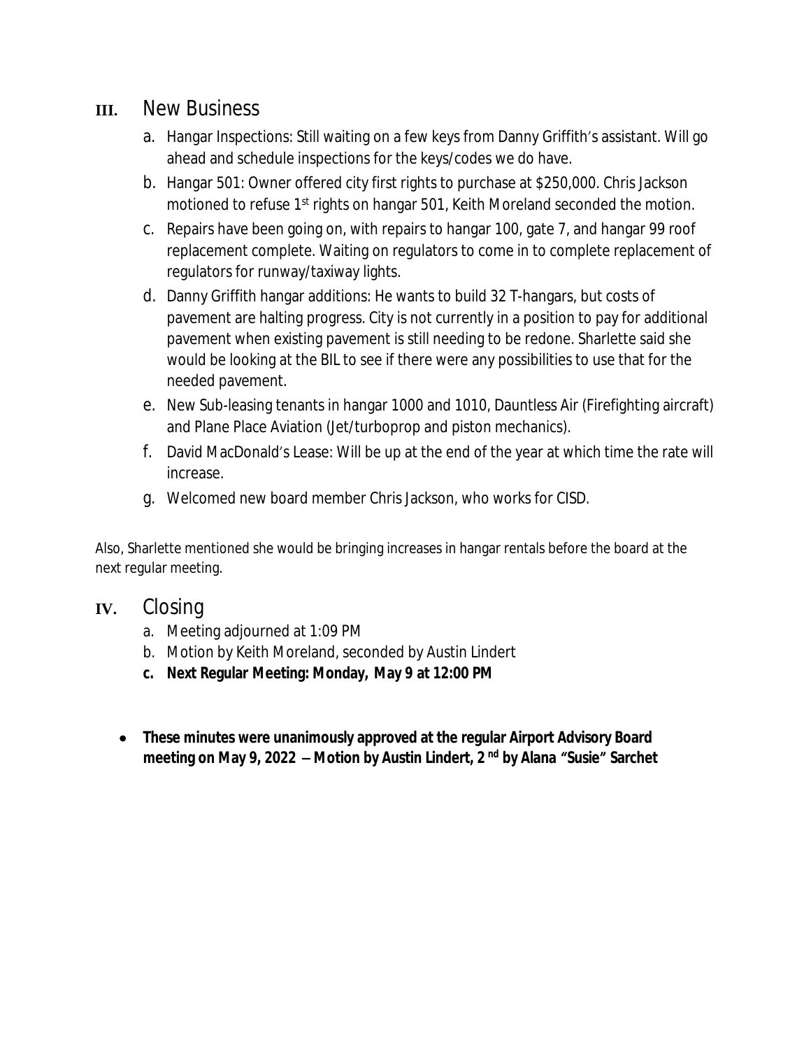## III. New Business

a. Hangar Inspections: Still waiting on a few keys from Danny Griffith's assistant. Will go ahead and schedule inspections for the keys/codes we do have.

b. Hangar 501: Owner offered city first rights to purchase at $250,000. Chris Jackson motioned to refuse 1st rights on hangar 501, Keith Moreland seconded the motion.

c. Repairs have been going on, with repairs to hangar 100, gate 7, and hangar 99 roof replacement complete. Waiting on regulators to come in to complete replacement of regulators for runway/taxiway lights.

d. Danny Griffith hangar additions: He wants to build 32 T-hangars, but costs of pavement are halting progress. City is not currently in a position to pay for additional pavement when existing pavement is still needing to be redone. Sharlette said she would be looking at the BIL to see if there were any possibilities to use that for the needed pavement.

e. New Sub-leasing tenants in hangar 1000 and 1010, Dauntless Air (Firefighting aircraft) and Plane Place Aviation (Jet/turboprop and piston mechanics).

f. David MacDonald's Lease: Will be up at the end of the year at which time the rate will increase.

g. Welcomed new board member Chris Jackson, who works for CISD.

Also, Sharlette mentioned she would be bringing increases in hangar rentals before the board at the next regular meeting.

## IV. Closing

a. Meeting adjourned at 1:09 PM

b. Motion by Keith Moreland, seconded by Austin Lindert

**c. Next Regular Meeting: Monday, May 9 at 12:00 PM**

- **These minutes were unanimously approved at the regular Airport Advisory Board meeting on May 9, 2022 – Motion by Austin Lindert, 2nd by Alana "Susie" Sarchet**